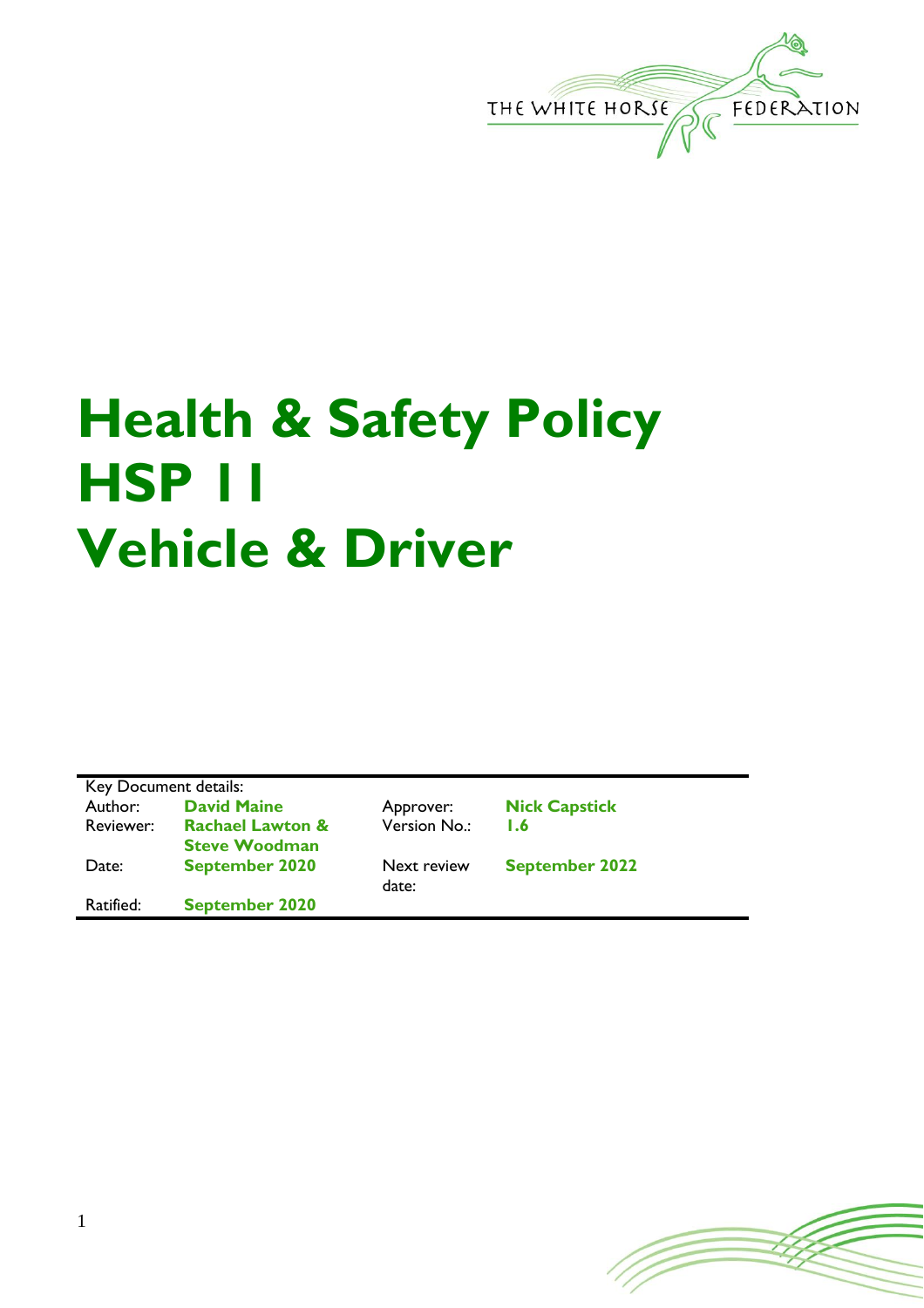THE WHITE HORSE FEDERATION

# Health & Safety Policy HSP 11 Vehicle & Driver

Key Document details:

| Author: | **David Maine** | Approver: | **Nick Capstick** |
|---|---|---|---|
| Reviewer: | **Rachael Lawton & Steve Woodman** | Version No.: | **1.6** |
| Date: | **September 2020** | Next review date: | **September 2022** |
| Ratified: | **September 2020** | | |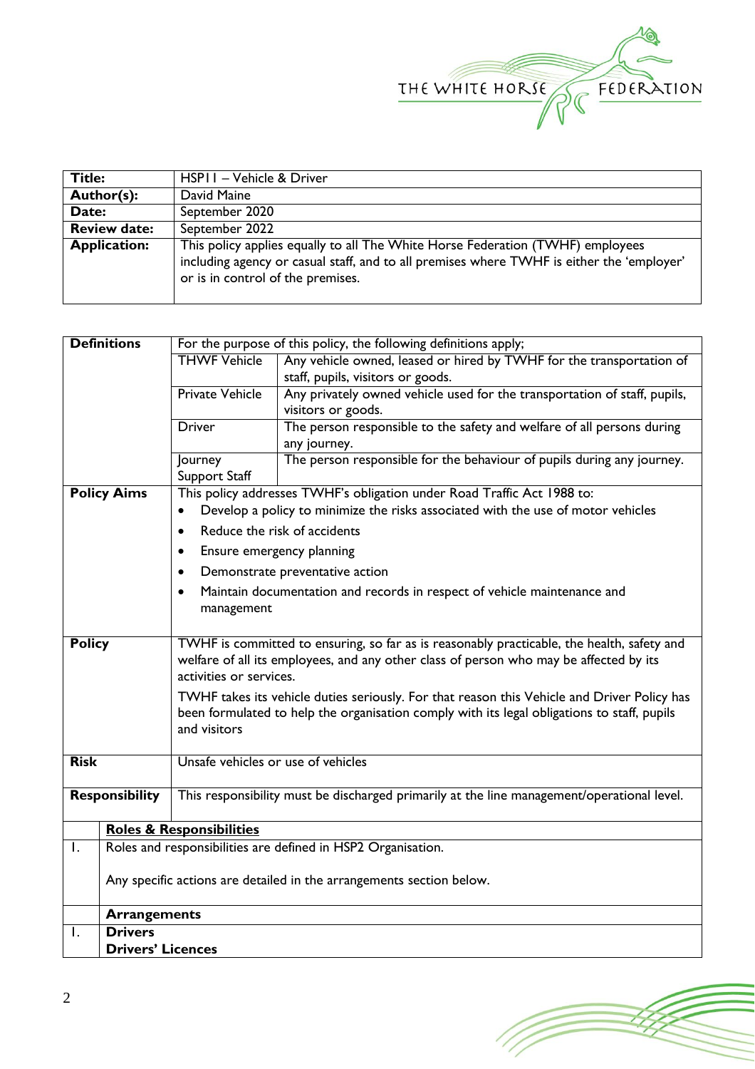| **Title:** | HSP11 – Vehicle & Driver |
|---|---|
| **Author(s):** | David Maine |
| **Date:** | September 2020 |
| **Review date:** | September 2022 |
| **Application:** | This policy applies equally to all The White Horse Federation (TWHF) employees including agency or casual staff, and to all premises where TWHF is either the 'employer' or is in control of the premises. |

| **Definitions** | For the purpose of this policy, the following definitions apply; | |
|---|---|---|
| | THWF Vehicle | Any vehicle owned, leased or hired by TWHF for the transportation of staff, pupils, visitors or goods. |
| | Private Vehicle | Any privately owned vehicle used for the transportation of staff, pupils, visitors or goods. |
| | Driver | The person responsible to the safety and welfare of all persons during any journey. |
| | Journey Support Staff | The person responsible for the behaviour of pupils during any journey. |
| **Policy Aims** | This policy addresses TWHF's obligation under Road Traffic Act 1988 to:<br>• Develop a policy to minimize the risks associated with the use of motor vehicles<br>• Reduce the risk of accidents<br>• Ensure emergency planning<br>• Demonstrate preventative action<br>• Maintain documentation and records in respect of vehicle maintenance and management | |
| **Policy** | TWHF is committed to ensuring, so far as is reasonably practicable, the health, safety and welfare of all its employees, and any other class of person who may be affected by its activities or services.<br><br>TWHF takes its vehicle duties seriously. For that reason this Vehicle and Driver Policy has been formulated to help the organisation comply with its legal obligations to staff, pupils and visitors | |
| **Risk** | Unsafe vehicles or use of vehicles | |
| **Responsibility** | This responsibility must be discharged primarily at the line management/operational level. | |

| | **Roles & Responsibilities** |
|---|---|
| 1. | Roles and responsibilities are defined in HSP2 Organisation.<br><br>Any specific actions are detailed in the arrangements section below. |
| | **Arrangements** |
| 1. | **Drivers**<br>**Drivers' Licences** |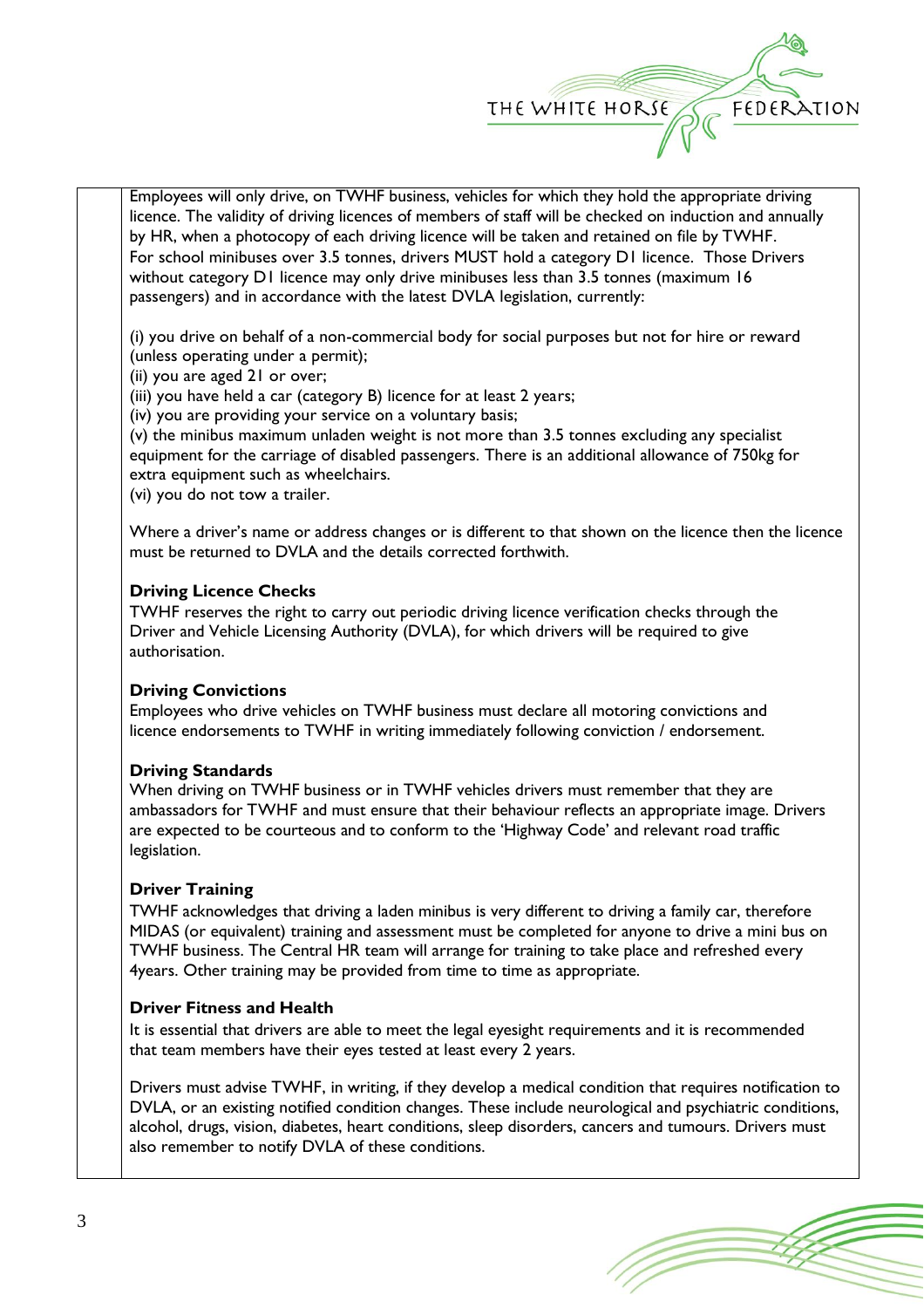Employees will only drive, on TWHF business, vehicles for which they hold the appropriate driving licence. The validity of driving licences of members of staff will be checked on induction and annually by HR, when a photocopy of each driving licence will be taken and retained on file by TWHF. For school minibuses over 3.5 tonnes, drivers MUST hold a category D1 licence. Those Drivers without category D1 licence may only drive minibuses less than 3.5 tonnes (maximum 16 passengers) and in accordance with the latest DVLA legislation, currently:

(i) you drive on behalf of a non-commercial body for social purposes but not for hire or reward (unless operating under a permit);
(ii) you are aged 21 or over;
(iii) you have held a car (category B) licence for at least 2 years;
(iv) you are providing your service on a voluntary basis;
(v) the minibus maximum unladen weight is not more than 3.5 tonnes excluding any specialist equipment for the carriage of disabled passengers. There is an additional allowance of 750kg for extra equipment such as wheelchairs.
(vi) you do not tow a trailer.

Where a driver's name or address changes or is different to that shown on the licence then the licence must be returned to DVLA and the details corrected forthwith.

**Driving Licence Checks**
TWHF reserves the right to carry out periodic driving licence verification checks through the Driver and Vehicle Licensing Authority (DVLA), for which drivers will be required to give authorisation.

**Driving Convictions**
Employees who drive vehicles on TWHF business must declare all motoring convictions and licence endorsements to TWHF in writing immediately following conviction / endorsement.

**Driving Standards**
When driving on TWHF business or in TWHF vehicles drivers must remember that they are ambassadors for TWHF and must ensure that their behaviour reflects an appropriate image. Drivers are expected to be courteous and to conform to the 'Highway Code' and relevant road traffic legislation.

**Driver Training**
TWHF acknowledges that driving a laden minibus is very different to driving a family car, therefore MIDAS (or equivalent) training and assessment must be completed for anyone to drive a mini bus on TWHF business. The Central HR team will arrange for training to take place and refreshed every 4years. Other training may be provided from time to time as appropriate.

**Driver Fitness and Health**
It is essential that drivers are able to meet the legal eyesight requirements and it is recommended that team members have their eyes tested at least every 2 years.

Drivers must advise TWHF, in writing, if they develop a medical condition that requires notification to DVLA, or an existing notified condition changes. These include neurological and psychiatric conditions, alcohol, drugs, vision, diabetes, heart conditions, sleep disorders, cancers and tumours. Drivers must also remember to notify DVLA of these conditions.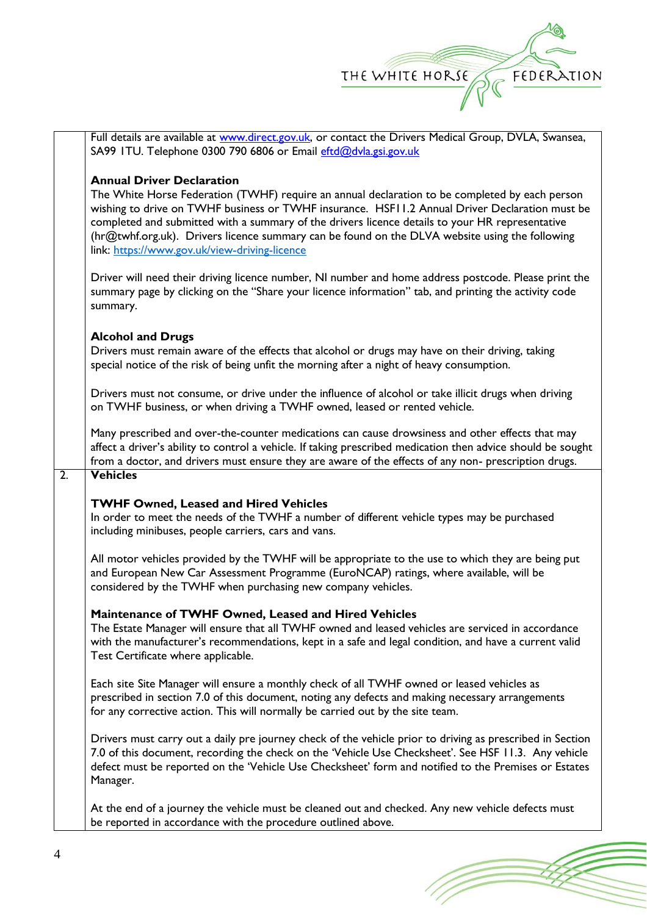Full details are available at www.direct.gov.uk, or contact the Drivers Medical Group, DVLA, Swansea, SA99 1TU. Telephone 0300 790 6806 or Email eftd@dvla.gsi.gov.uk

**Annual Driver Declaration**

The White Horse Federation (TWHF) require an annual declaration to be completed by each person wishing to drive on TWHF business or TWHF insurance. HSF11.2 Annual Driver Declaration must be completed and submitted with a summary of the drivers licence details to your HR representative (hr@twhf.org.uk). Drivers licence summary can be found on the DLVA website using the following link: https://www.gov.uk/view-driving-licence

Driver will need their driving licence number, NI number and home address postcode. Please print the summary page by clicking on the "Share your licence information" tab, and printing the activity code summary.

**Alcohol and Drugs**

Drivers must remain aware of the effects that alcohol or drugs may have on their driving, taking special notice of the risk of being unfit the morning after a night of heavy consumption.

Drivers must not consume, or drive under the influence of alcohol or take illicit drugs when driving on TWHF business, or when driving a TWHF owned, leased or rented vehicle.

Many prescribed and over-the-counter medications can cause drowsiness and other effects that may affect a driver's ability to control a vehicle. If taking prescribed medication then advice should be sought from a doctor, and drivers must ensure they are aware of the effects of any non- prescription drugs.

## 2. Vehicles

**TWHF Owned, Leased and Hired Vehicles**

In order to meet the needs of the TWHF a number of different vehicle types may be purchased including minibuses, people carriers, cars and vans.

All motor vehicles provided by the TWHF will be appropriate to the use to which they are being put and European New Car Assessment Programme (EuroNCAP) ratings, where available, will be considered by the TWHF when purchasing new company vehicles.

**Maintenance of TWHF Owned, Leased and Hired Vehicles**

The Estate Manager will ensure that all TWHF owned and leased vehicles are serviced in accordance with the manufacturer's recommendations, kept in a safe and legal condition, and have a current valid Test Certificate where applicable.

Each site Site Manager will ensure a monthly check of all TWHF owned or leased vehicles as prescribed in section 7.0 of this document, noting any defects and making necessary arrangements for any corrective action. This will normally be carried out by the site team.

Drivers must carry out a daily pre journey check of the vehicle prior to driving as prescribed in Section 7.0 of this document, recording the check on the 'Vehicle Use Checksheet'. See HSF 11.3. Any vehicle defect must be reported on the 'Vehicle Use Checksheet' form and notified to the Premises or Estates Manager.

At the end of a journey the vehicle must be cleaned out and checked. Any new vehicle defects must be reported in accordance with the procedure outlined above.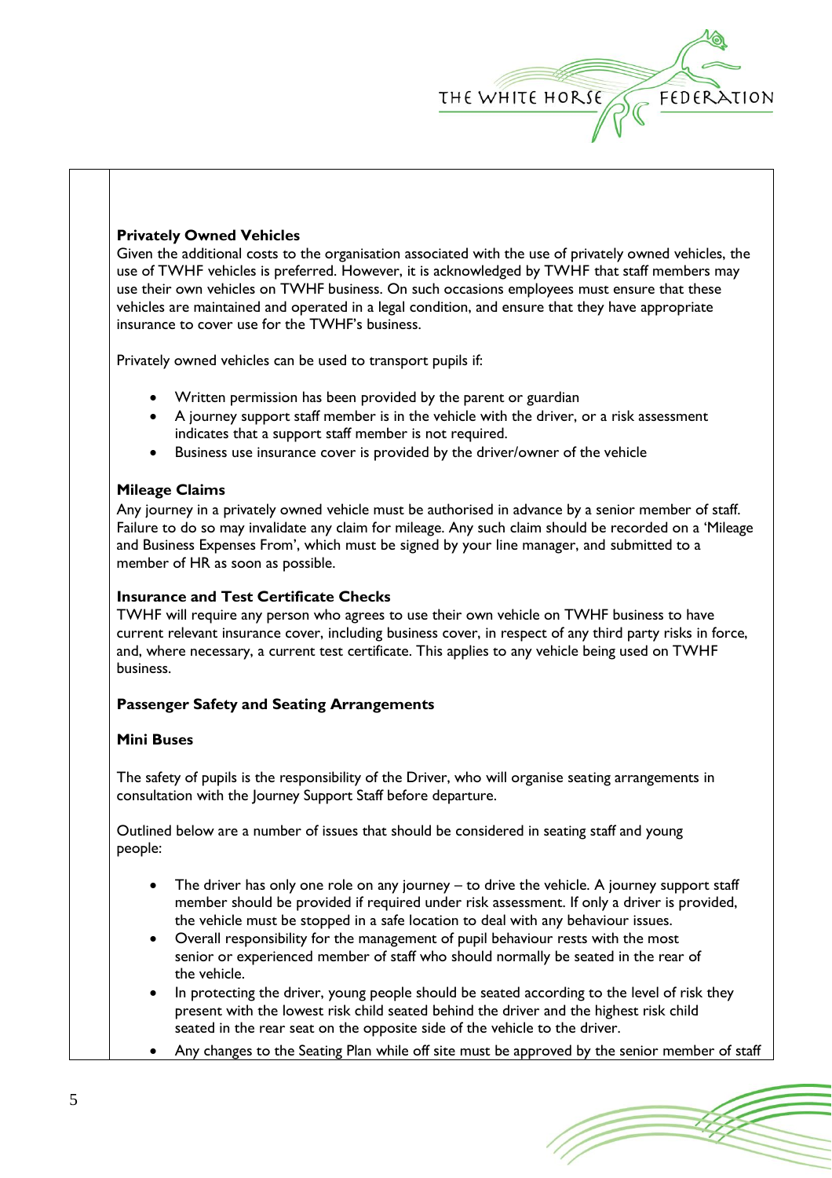**Privately Owned Vehicles**
Given the additional costs to the organisation associated with the use of privately owned vehicles, the use of TWHF vehicles is preferred. However, it is acknowledged by TWHF that staff members may use their own vehicles on TWHF business. On such occasions employees must ensure that these vehicles are maintained and operated in a legal condition, and ensure that they have appropriate insurance to cover use for the TWHF's business.

Privately owned vehicles can be used to transport pupils if:

- Written permission has been provided by the parent or guardian
- A journey support staff member is in the vehicle with the driver, or a risk assessment indicates that a support staff member is not required.
- Business use insurance cover is provided by the driver/owner of the vehicle

**Mileage Claims**
Any journey in a privately owned vehicle must be authorised in advance by a senior member of staff. Failure to do so may invalidate any claim for mileage. Any such claim should be recorded on a 'Mileage and Business Expenses From', which must be signed by your line manager, and submitted to a member of HR as soon as possible.

**Insurance and Test Certificate Checks**
TWHF will require any person who agrees to use their own vehicle on TWHF business to have current relevant insurance cover, including business cover, in respect of any third party risks in force, and, where necessary, a current test certificate. This applies to any vehicle being used on TWHF business.

**Passenger Safety and Seating Arrangements**

**Mini Buses**

The safety of pupils is the responsibility of the Driver, who will organise seating arrangements in consultation with the Journey Support Staff before departure.

Outlined below are a number of issues that should be considered in seating staff and young people:

- The driver has only one role on any journey – to drive the vehicle. A journey support staff member should be provided if required under risk assessment. If only a driver is provided, the vehicle must be stopped in a safe location to deal with any behaviour issues.
- Overall responsibility for the management of pupil behaviour rests with the most senior or experienced member of staff who should normally be seated in the rear of the vehicle.
- In protecting the driver, young people should be seated according to the level of risk they present with the lowest risk child seated behind the driver and the highest risk child seated in the rear seat on the opposite side of the vehicle to the driver.
- Any changes to the Seating Plan while off site must be approved by the senior member of staff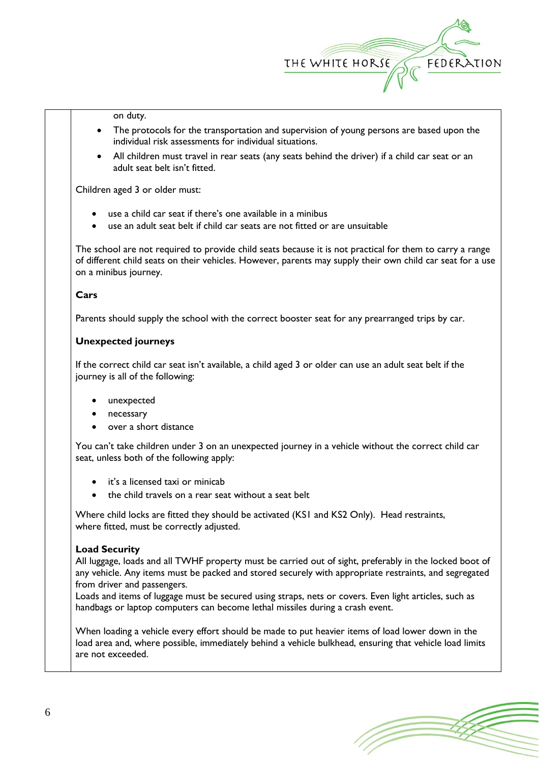on duty.

- The protocols for the transportation and supervision of young persons are based upon the individual risk assessments for individual situations.
- All children must travel in rear seats (any seats behind the driver) if a child car seat or an adult seat belt isn't fitted.

Children aged 3 or older must:

- use a child car seat if there's one available in a minibus
- use an adult seat belt if child car seats are not fitted or are unsuitable

The school are not required to provide child seats because it is not practical for them to carry a range of different child seats on their vehicles. However, parents may supply their own child car seat for a use on a minibus journey.

**Cars**

Parents should supply the school with the correct booster seat for any prearranged trips by car.

**Unexpected journeys**

If the correct child car seat isn't available, a child aged 3 or older can use an adult seat belt if the journey is all of the following:

- unexpected
- necessary
- over a short distance

You can't take children under 3 on an unexpected journey in a vehicle without the correct child car seat, unless both of the following apply:

- it's a licensed taxi or minicab
- the child travels on a rear seat without a seat belt

Where child locks are fitted they should be activated (KS1 and KS2 Only). Head restraints, where fitted, must be correctly adjusted.

**Load Security**

All luggage, loads and all TWHF property must be carried out of sight, preferably in the locked boot of any vehicle. Any items must be packed and stored securely with appropriate restraints, and segregated from driver and passengers.

Loads and items of luggage must be secured using straps, nets or covers. Even light articles, such as handbags or laptop computers can become lethal missiles during a crash event.

When loading a vehicle every effort should be made to put heavier items of load lower down in the load area and, where possible, immediately behind a vehicle bulkhead, ensuring that vehicle load limits are not exceeded.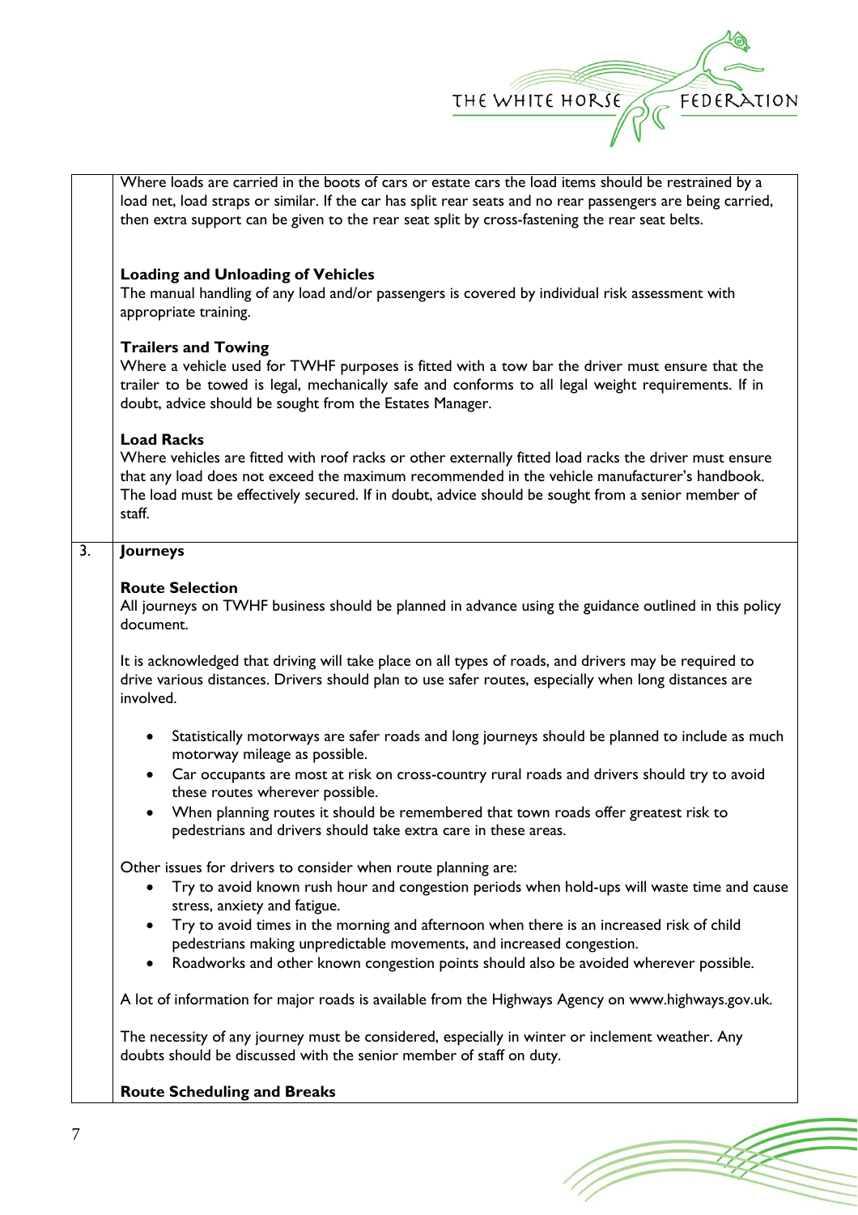Where loads are carried in the boots of cars or estate cars the load items should be restrained by a load net, load straps or similar. If the car has split rear seats and no rear passengers are being carried, then extra support can be given to the rear seat split by cross-fastening the rear seat belts.

**Loading and Unloading of Vehicles**

The manual handling of any load and/or passengers is covered by individual risk assessment with appropriate training.

**Trailers and Towing**

Where a vehicle used for TWHF purposes is fitted with a tow bar the driver must ensure that the trailer to be towed is legal, mechanically safe and conforms to all legal weight requirements. If in doubt, advice should be sought from the Estates Manager.

**Load Racks**

Where vehicles are fitted with roof racks or other externally fitted load racks the driver must ensure that any load does not exceed the maximum recommended in the vehicle manufacturer's handbook. The load must be effectively secured. If in doubt, advice should be sought from a senior member of staff.

## 3. Journeys

**Route Selection**

All journeys on TWHF business should be planned in advance using the guidance outlined in this policy document.

It is acknowledged that driving will take place on all types of roads, and drivers may be required to drive various distances. Drivers should plan to use safer routes, especially when long distances are involved.

- Statistically motorways are safer roads and long journeys should be planned to include as much motorway mileage as possible.
- Car occupants are most at risk on cross-country rural roads and drivers should try to avoid these routes wherever possible.
- When planning routes it should be remembered that town roads offer greatest risk to pedestrians and drivers should take extra care in these areas.

Other issues for drivers to consider when route planning are:

- Try to avoid known rush hour and congestion periods when hold-ups will waste time and cause stress, anxiety and fatigue.
- Try to avoid times in the morning and afternoon when there is an increased risk of child pedestrians making unpredictable movements, and increased congestion.
- Roadworks and other known congestion points should also be avoided wherever possible.

A lot of information for major roads is available from the Highways Agency on www.highways.gov.uk.

The necessity of any journey must be considered, especially in winter or inclement weather. Any doubts should be discussed with the senior member of staff on duty.

**Route Scheduling and Breaks**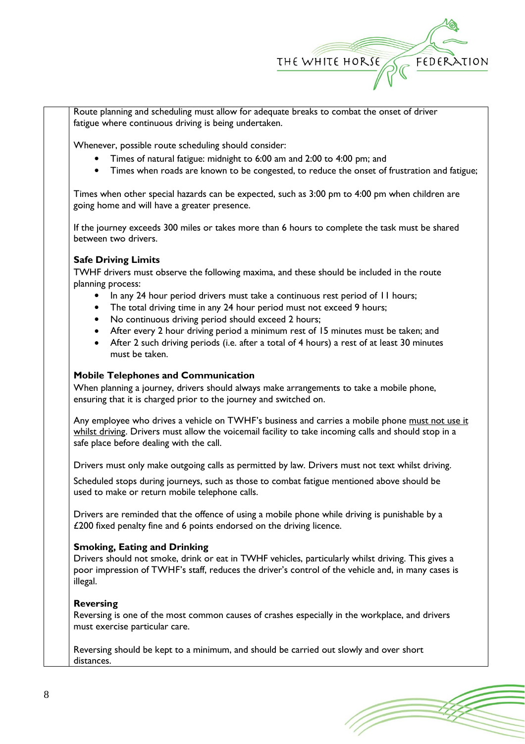Route planning and scheduling must allow for adequate breaks to combat the onset of driver fatigue where continuous driving is being undertaken.

Whenever, possible route scheduling should consider:

- Times of natural fatigue: midnight to 6:00 am and 2:00 to 4:00 pm; and
- Times when roads are known to be congested, to reduce the onset of frustration and fatigue;

Times when other special hazards can be expected, such as 3:00 pm to 4:00 pm when children are going home and will have a greater presence.

If the journey exceeds 300 miles or takes more than 6 hours to complete the task must be shared between two drivers.

**Safe Driving Limits**

TWHF drivers must observe the following maxima, and these should be included in the route planning process:

- In any 24 hour period drivers must take a continuous rest period of 11 hours;
- The total driving time in any 24 hour period must not exceed 9 hours;
- No continuous driving period should exceed 2 hours;
- After every 2 hour driving period a minimum rest of 15 minutes must be taken; and
- After 2 such driving periods (i.e. after a total of 4 hours) a rest of at least 30 minutes must be taken.

**Mobile Telephones and Communication**

When planning a journey, drivers should always make arrangements to take a mobile phone, ensuring that it is charged prior to the journey and switched on.

Any employee who drives a vehicle on TWHF's business and carries a mobile phone must not use it whilst driving. Drivers must allow the voicemail facility to take incoming calls and should stop in a safe place before dealing with the call.

Drivers must only make outgoing calls as permitted by law. Drivers must not text whilst driving.

Scheduled stops during journeys, such as those to combat fatigue mentioned above should be used to make or return mobile telephone calls.

Drivers are reminded that the offence of using a mobile phone while driving is punishable by a £200 fixed penalty fine and 6 points endorsed on the driving licence.

**Smoking, Eating and Drinking**

Drivers should not smoke, drink or eat in TWHF vehicles, particularly whilst driving. This gives a poor impression of TWHF's staff, reduces the driver's control of the vehicle and, in many cases is illegal.

**Reversing**

Reversing is one of the most common causes of crashes especially in the workplace, and drivers must exercise particular care.

Reversing should be kept to a minimum, and should be carried out slowly and over short distances.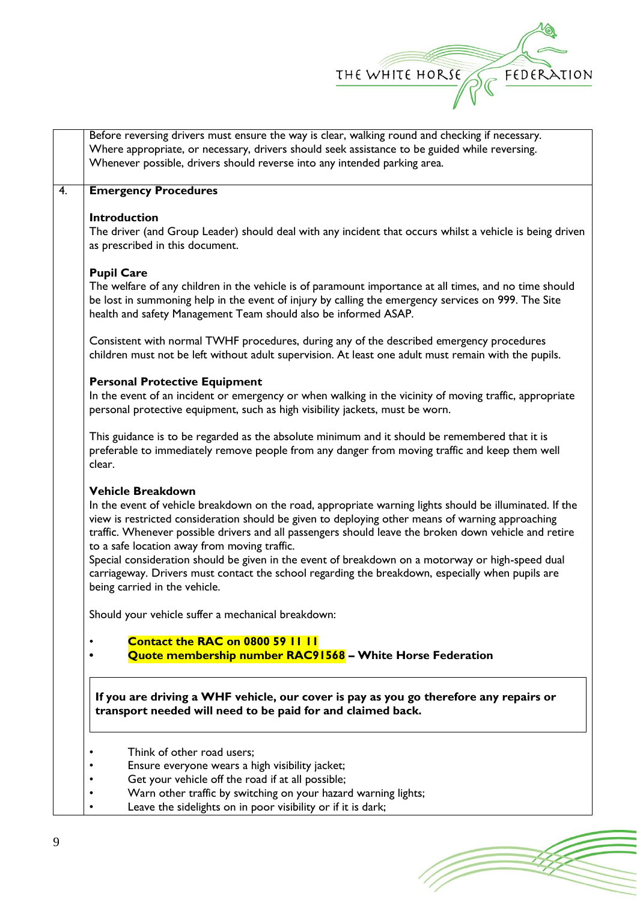Before reversing drivers must ensure the way is clear, walking round and checking if necessary. Where appropriate, or necessary, drivers should seek assistance to be guided while reversing. Whenever possible, drivers should reverse into any intended parking area.

## 4. Emergency Procedures

**Introduction**

The driver (and Group Leader) should deal with any incident that occurs whilst a vehicle is being driven as prescribed in this document.

**Pupil Care**

The welfare of any children in the vehicle is of paramount importance at all times, and no time should be lost in summoning help in the event of injury by calling the emergency services on 999. The Site health and safety Management Team should also be informed ASAP.

Consistent with normal TWHF procedures, during any of the described emergency procedures children must not be left without adult supervision. At least one adult must remain with the pupils.

**Personal Protective Equipment**

In the event of an incident or emergency or when walking in the vicinity of moving traffic, appropriate personal protective equipment, such as high visibility jackets, must be worn.

This guidance is to be regarded as the absolute minimum and it should be remembered that it is preferable to immediately remove people from any danger from moving traffic and keep them well clear.

**Vehicle Breakdown**

In the event of vehicle breakdown on the road, appropriate warning lights should be illuminated. If the view is restricted consideration should be given to deploying other means of warning approaching traffic. Whenever possible drivers and all passengers should leave the broken down vehicle and retire to a safe location away from moving traffic.
Special consideration should be given in the event of breakdown on a motorway or high-speed dual carriageway. Drivers must contact the school regarding the breakdown, especially when pupils are being carried in the vehicle.

Should your vehicle suffer a mechanical breakdown:

- **Contact the RAC on 0800 59 11 11**
- **Quote membership number RAC91568 – White Horse Federation**

**If you are driving a WHF vehicle, our cover is pay as you go therefore any repairs or transport needed will need to be paid for and claimed back.**

- Think of other road users;
- Ensure everyone wears a high visibility jacket;
- Get your vehicle off the road if at all possible;
- Warn other traffic by switching on your hazard warning lights;
- Leave the sidelights on in poor visibility or if it is dark;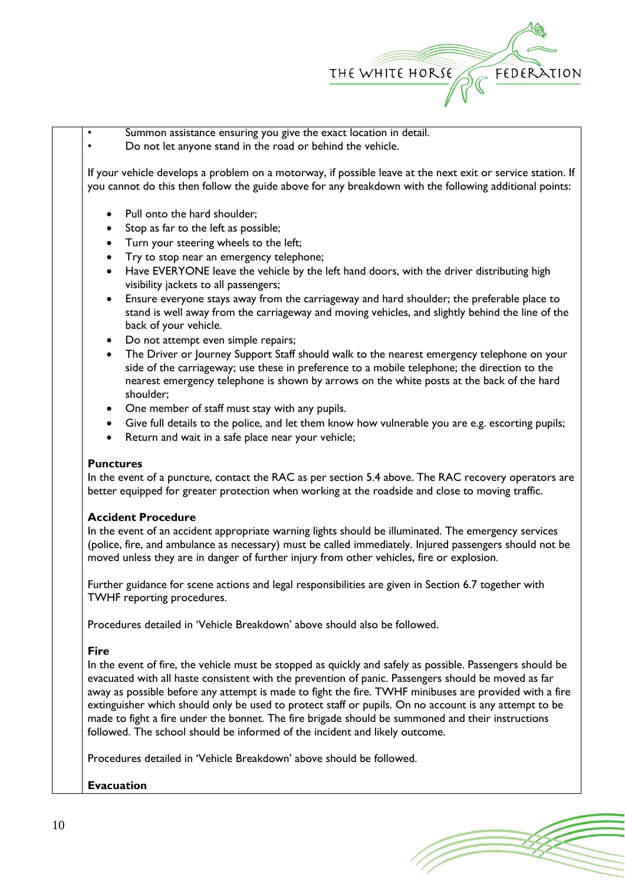- Summon assistance ensuring you give the exact location in detail.
- Do not let anyone stand in the road or behind the vehicle.

If your vehicle develops a problem on a motorway, if possible leave at the next exit or service station. If you cannot do this then follow the guide above for any breakdown with the following additional points:

- Pull onto the hard shoulder;
- Stop as far to the left as possible;
- Turn your steering wheels to the left;
- Try to stop near an emergency telephone;
- Have EVERYONE leave the vehicle by the left hand doors, with the driver distributing high visibility jackets to all passengers;
- Ensure everyone stays away from the carriageway and hard shoulder; the preferable place to stand is well away from the carriageway and moving vehicles, and slightly behind the line of the back of your vehicle.
- Do not attempt even simple repairs;
- The Driver or Journey Support Staff should walk to the nearest emergency telephone on your side of the carriageway; use these in preference to a mobile telephone; the direction to the nearest emergency telephone is shown by arrows on the white posts at the back of the hard shoulder;
- One member of staff must stay with any pupils.
- Give full details to the police, and let them know how vulnerable you are e.g. escorting pupils;
- Return and wait in a safe place near your vehicle;

**Punctures**

In the event of a puncture, contact the RAC as per section 5.4 above. The RAC recovery operators are better equipped for greater protection when working at the roadside and close to moving traffic.

**Accident Procedure**

In the event of an accident appropriate warning lights should be illuminated. The emergency services (police, fire, and ambulance as necessary) must be called immediately. Injured passengers should not be moved unless they are in danger of further injury from other vehicles, fire or explosion.

Further guidance for scene actions and legal responsibilities are given in Section 6.7 together with TWHF reporting procedures.

Procedures detailed in 'Vehicle Breakdown' above should also be followed.

**Fire**

In the event of fire, the vehicle must be stopped as quickly and safely as possible. Passengers should be evacuated with all haste consistent with the prevention of panic. Passengers should be moved as far away as possible before any attempt is made to fight the fire. TWHF minibuses are provided with a fire extinguisher which should only be used to protect staff or pupils. On no account is any attempt to be made to fight a fire under the bonnet. The fire brigade should be summoned and their instructions followed. The school should be informed of the incident and likely outcome.

Procedures detailed in 'Vehicle Breakdown' above should be followed.

**Evacuation**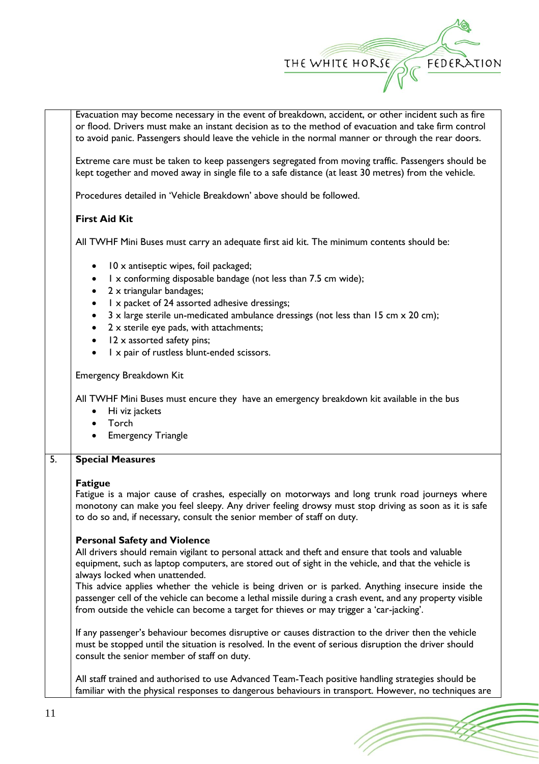Evacuation may become necessary in the event of breakdown, accident, or other incident such as fire or flood. Drivers must make an instant decision as to the method of evacuation and take firm control to avoid panic. Passengers should leave the vehicle in the normal manner or through the rear doors.

Extreme care must be taken to keep passengers segregated from moving traffic. Passengers should be kept together and moved away in single file to a safe distance (at least 30 metres) from the vehicle.

Procedures detailed in 'Vehicle Breakdown' above should be followed.

**First Aid Kit**

All TWHF Mini Buses must carry an adequate first aid kit. The minimum contents should be:

- 10 x antiseptic wipes, foil packaged;
- 1 x conforming disposable bandage (not less than 7.5 cm wide);
- 2 x triangular bandages;
- 1 x packet of 24 assorted adhesive dressings;
- 3 x large sterile un-medicated ambulance dressings (not less than 15 cm x 20 cm);
- 2 x sterile eye pads, with attachments;
- 12 x assorted safety pins;
- 1 x pair of rustless blunt-ended scissors.

Emergency Breakdown Kit

All TWHF Mini Buses must encure they have an emergency breakdown kit available in the bus

- Hi viz jackets
- Torch
- Emergency Triangle

## 5. Special Measures

**Fatigue**

Fatigue is a major cause of crashes, especially on motorways and long trunk road journeys where monotony can make you feel sleepy. Any driver feeling drowsy must stop driving as soon as it is safe to do so and, if necessary, consult the senior member of staff on duty.

**Personal Safety and Violence**

All drivers should remain vigilant to personal attack and theft and ensure that tools and valuable equipment, such as laptop computers, are stored out of sight in the vehicle, and that the vehicle is always locked when unattended.

This advice applies whether the vehicle is being driven or is parked. Anything insecure inside the passenger cell of the vehicle can become a lethal missile during a crash event, and any property visible from outside the vehicle can become a target for thieves or may trigger a 'car-jacking'.

If any passenger's behaviour becomes disruptive or causes distraction to the driver then the vehicle must be stopped until the situation is resolved. In the event of serious disruption the driver should consult the senior member of staff on duty.

All staff trained and authorised to use Advanced Team-Teach positive handling strategies should be familiar with the physical responses to dangerous behaviours in transport. However, no techniques are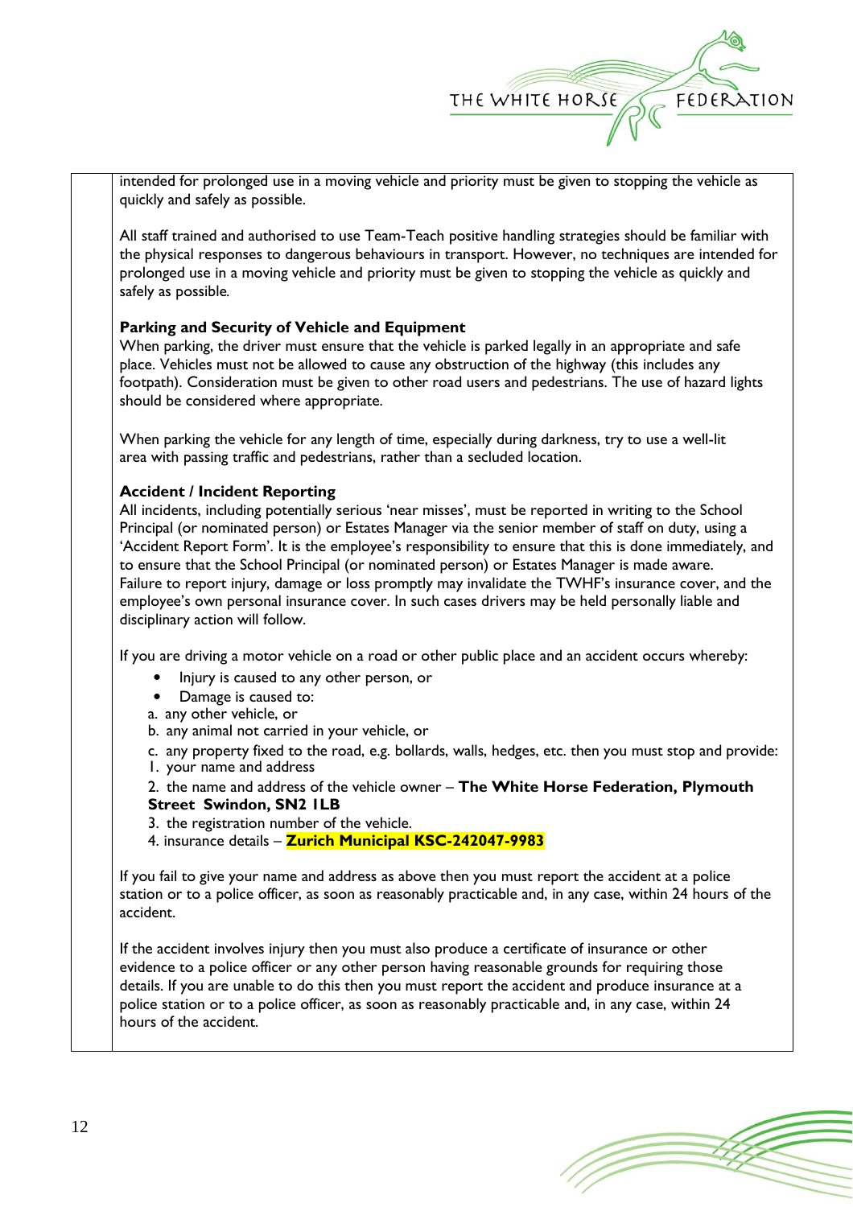intended for prolonged use in a moving vehicle and priority must be given to stopping the vehicle as quickly and safely as possible.

All staff trained and authorised to use Team-Teach positive handling strategies should be familiar with the physical responses to dangerous behaviours in transport. However, no techniques are intended for prolonged use in a moving vehicle and priority must be given to stopping the vehicle as quickly and safely as possible.

**Parking and Security of Vehicle and Equipment**

When parking, the driver must ensure that the vehicle is parked legally in an appropriate and safe place. Vehicles must not be allowed to cause any obstruction of the highway (this includes any footpath). Consideration must be given to other road users and pedestrians. The use of hazard lights should be considered where appropriate.

When parking the vehicle for any length of time, especially during darkness, try to use a well-lit area with passing traffic and pedestrians, rather than a secluded location.

**Accident / Incident Reporting**

All incidents, including potentially serious 'near misses', must be reported in writing to the School Principal (or nominated person) or Estates Manager via the senior member of staff on duty, using a 'Accident Report Form'. It is the employee's responsibility to ensure that this is done immediately, and to ensure that the School Principal (or nominated person) or Estates Manager is made aware. Failure to report injury, damage or loss promptly may invalidate the TWHF's insurance cover, and the employee's own personal insurance cover. In such cases drivers may be held personally liable and disciplinary action will follow.

If you are driving a motor vehicle on a road or other public place and an accident occurs whereby:

- Injury is caused to any other person, or
- Damage is caused to:

a. any other vehicle, or
b. any animal not carried in your vehicle, or
c. any property fixed to the road, e.g. bollards, walls, hedges, etc. then you must stop and provide:

1. your name and address
2. the name and address of the vehicle owner – **The White Horse Federation, Plymouth Street Swindon, SN2 1LB**
3. the registration number of the vehicle.
4. insurance details – **Zurich Municipal KSC-242047-9983**

If you fail to give your name and address as above then you must report the accident at a police station or to a police officer, as soon as reasonably practicable and, in any case, within 24 hours of the accident.

If the accident involves injury then you must also produce a certificate of insurance or other evidence to a police officer or any other person having reasonable grounds for requiring those details. If you are unable to do this then you must report the accident and produce insurance at a police station or to a police officer, as soon as reasonably practicable and, in any case, within 24 hours of the accident.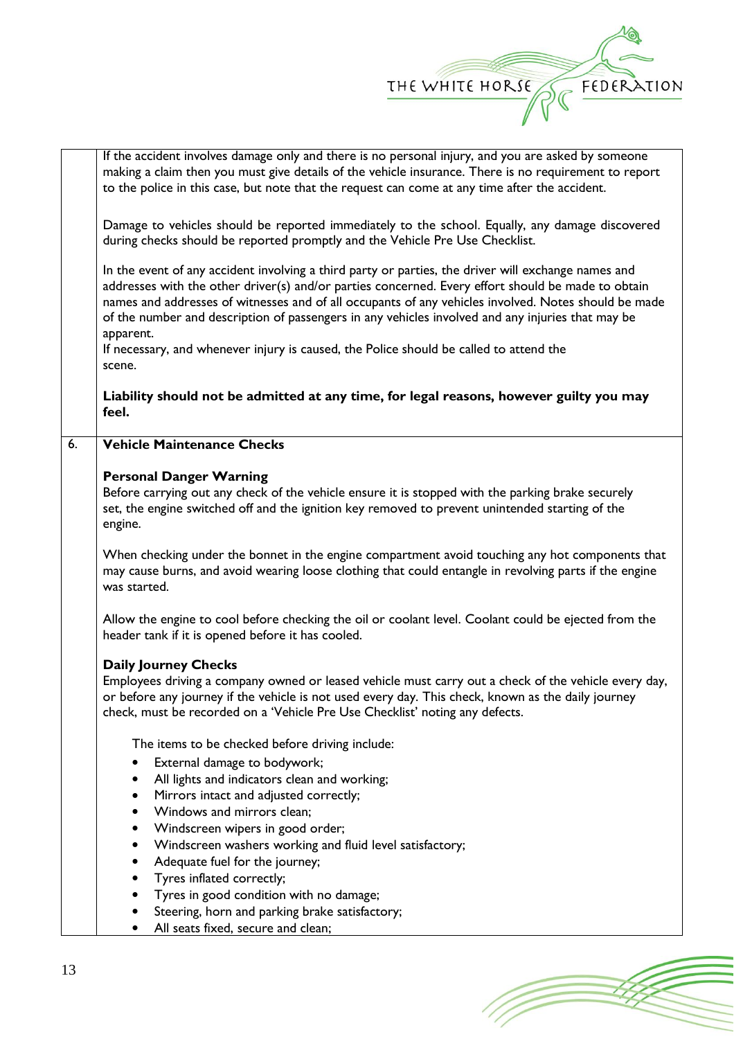If the accident involves damage only and there is no personal injury, and you are asked by someone making a claim then you must give details of the vehicle insurance. There is no requirement to report to the police in this case, but note that the request can come at any time after the accident.

Damage to vehicles should be reported immediately to the school. Equally, any damage discovered during checks should be reported promptly and the Vehicle Pre Use Checklist.

In the event of any accident involving a third party or parties, the driver will exchange names and addresses with the other driver(s) and/or parties concerned. Every effort should be made to obtain names and addresses of witnesses and of all occupants of any vehicles involved. Notes should be made of the number and description of passengers in any vehicles involved and any injuries that may be apparent.
If necessary, and whenever injury is caused, the Police should be called to attend the scene.

**Liability should not be admitted at any time, for legal reasons, however guilty you may feel.**

## 6. Vehicle Maintenance Checks

**Personal Danger Warning**
Before carrying out any check of the vehicle ensure it is stopped with the parking brake securely set, the engine switched off and the ignition key removed to prevent unintended starting of the engine.

When checking under the bonnet in the engine compartment avoid touching any hot components that may cause burns, and avoid wearing loose clothing that could entangle in revolving parts if the engine was started.

Allow the engine to cool before checking the oil or coolant level. Coolant could be ejected from the header tank if it is opened before it has cooled.

**Daily Journey Checks**
Employees driving a company owned or leased vehicle must carry out a check of the vehicle every day, or before any journey if the vehicle is not used every day. This check, known as the daily journey check, must be recorded on a 'Vehicle Pre Use Checklist' noting any defects.

The items to be checked before driving include:

- External damage to bodywork;
- All lights and indicators clean and working;
- Mirrors intact and adjusted correctly;
- Windows and mirrors clean;
- Windscreen wipers in good order;
- Windscreen washers working and fluid level satisfactory;
- Adequate fuel for the journey;
- Tyres inflated correctly;
- Tyres in good condition with no damage;
- Steering, horn and parking brake satisfactory;
- All seats fixed, secure and clean;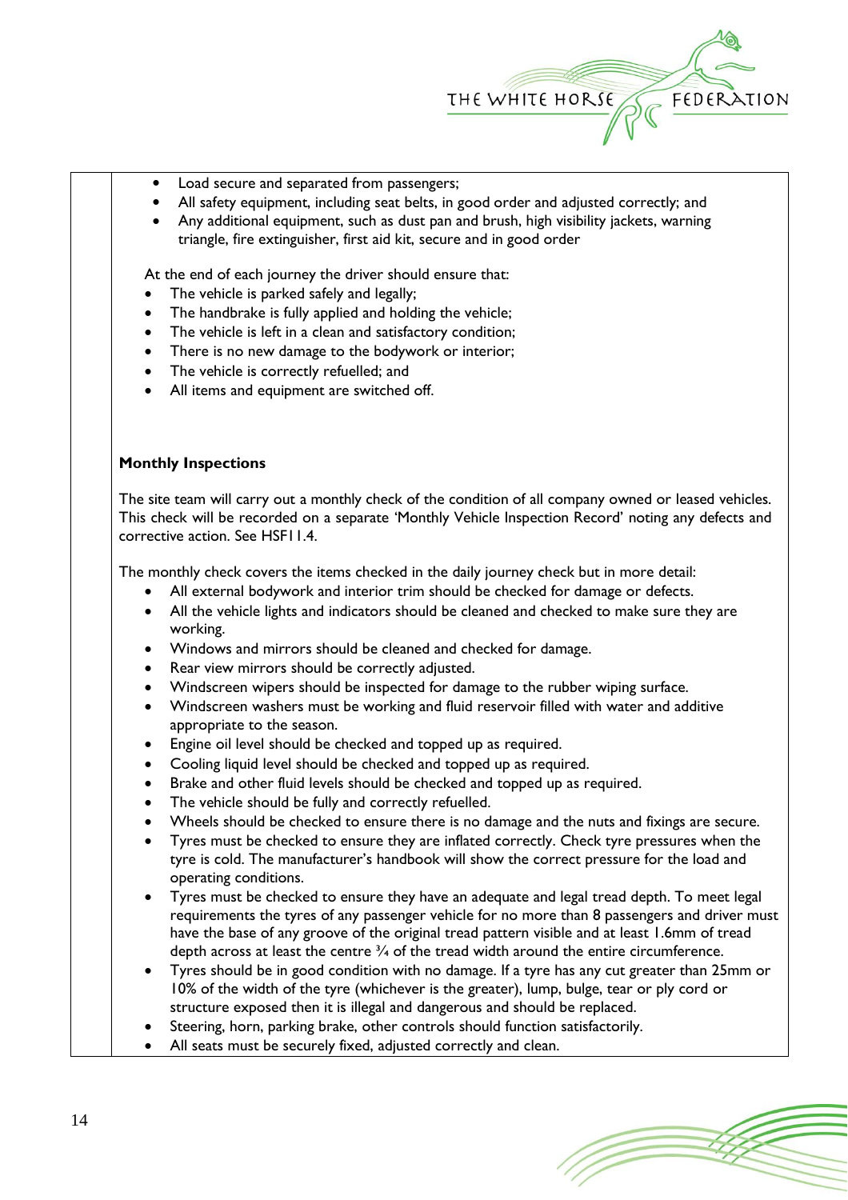- Load secure and separated from passengers;
- All safety equipment, including seat belts, in good order and adjusted correctly; and
- Any additional equipment, such as dust pan and brush, high visibility jackets, warning triangle, fire extinguisher, first aid kit, secure and in good order

At the end of each journey the driver should ensure that:

- The vehicle is parked safely and legally;
- The handbrake is fully applied and holding the vehicle;
- The vehicle is left in a clean and satisfactory condition;
- There is no new damage to the bodywork or interior;
- The vehicle is correctly refuelled; and
- All items and equipment are switched off.

**Monthly Inspections**

The site team will carry out a monthly check of the condition of all company owned or leased vehicles. This check will be recorded on a separate 'Monthly Vehicle Inspection Record' noting any defects and corrective action. See HSF11.4.

The monthly check covers the items checked in the daily journey check but in more detail:

- All external bodywork and interior trim should be checked for damage or defects.
- All the vehicle lights and indicators should be cleaned and checked to make sure they are working.
- Windows and mirrors should be cleaned and checked for damage.
- Rear view mirrors should be correctly adjusted.
- Windscreen wipers should be inspected for damage to the rubber wiping surface.
- Windscreen washers must be working and fluid reservoir filled with water and additive appropriate to the season.
- Engine oil level should be checked and topped up as required.
- Cooling liquid level should be checked and topped up as required.
- Brake and other fluid levels should be checked and topped up as required.
- The vehicle should be fully and correctly refuelled.
- Wheels should be checked to ensure there is no damage and the nuts and fixings are secure.
- Tyres must be checked to ensure they are inflated correctly. Check tyre pressures when the tyre is cold. The manufacturer's handbook will show the correct pressure for the load and operating conditions.
- Tyres must be checked to ensure they have an adequate and legal tread depth. To meet legal requirements the tyres of any passenger vehicle for no more than 8 passengers and driver must have the base of any groove of the original tread pattern visible and at least 1.6mm of tread depth across at least the centre ¾ of the tread width around the entire circumference.
- Tyres should be in good condition with no damage. If a tyre has any cut greater than 25mm or 10% of the width of the tyre (whichever is the greater), lump, bulge, tear or ply cord or structure exposed then it is illegal and dangerous and should be replaced.
- Steering, horn, parking brake, other controls should function satisfactorily.
- All seats must be securely fixed, adjusted correctly and clean.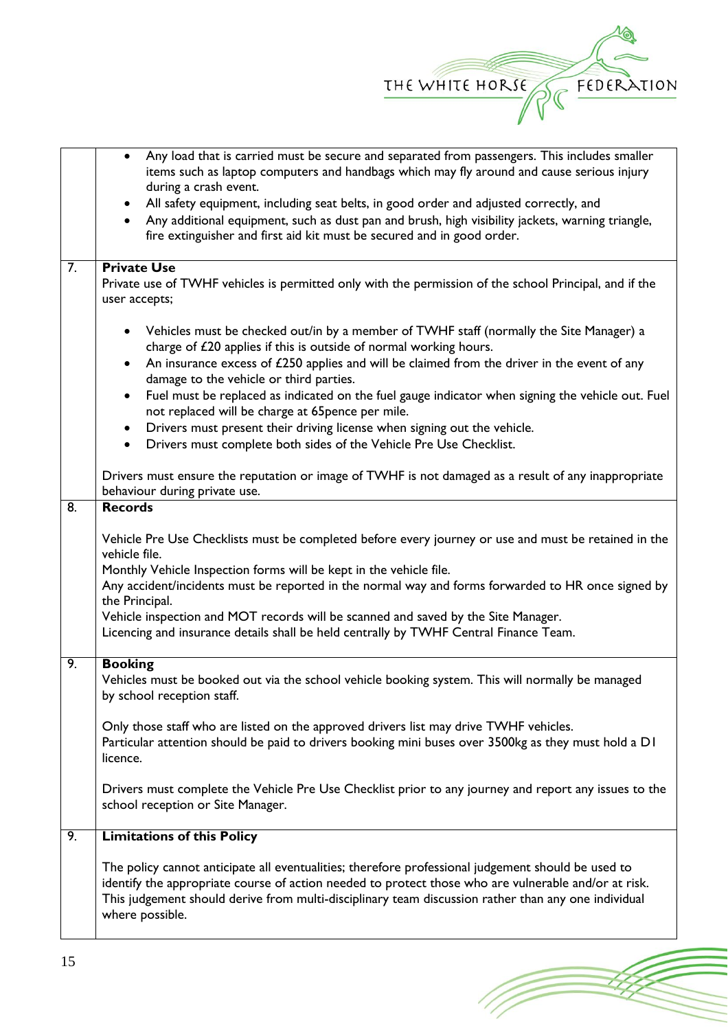| | |
|---|---|
| | • Any load that is carried must be secure and separated from passengers. This includes smaller items such as laptop computers and handbags which may fly around and cause serious injury during a crash event.<br>• All safety equipment, including seat belts, in good order and adjusted correctly, and<br>• Any additional equipment, such as dust pan and brush, high visibility jackets, warning triangle, fire extinguisher and first aid kit must be secured and in good order. |
| 7. | **Private Use**<br>Private use of TWHF vehicles is permitted only with the permission of the school Principal, and if the user accepts;<br><br>• Vehicles must be checked out/in by a member of TWHF staff (normally the Site Manager) a charge of £20 applies if this is outside of normal working hours.<br>• An insurance excess of £250 applies and will be claimed from the driver in the event of any damage to the vehicle or third parties.<br>• Fuel must be replaced as indicated on the fuel gauge indicator when signing the vehicle out. Fuel not replaced will be charge at 65pence per mile.<br>• Drivers must present their driving license when signing out the vehicle.<br>• Drivers must complete both sides of the Vehicle Pre Use Checklist.<br><br>Drivers must ensure the reputation or image of TWHF is not damaged as a result of any inappropriate behaviour during private use. |
| 8. | **Records**<br><br>Vehicle Pre Use Checklists must be completed before every journey or use and must be retained in the vehicle file.<br>Monthly Vehicle Inspection forms will be kept in the vehicle file.<br>Any accident/incidents must be reported in the normal way and forms forwarded to HR once signed by the Principal.<br>Vehicle inspection and MOT records will be scanned and saved by the Site Manager.<br>Licencing and insurance details shall be held centrally by TWHF Central Finance Team. |
| 9. | **Booking**<br>Vehicles must be booked out via the school vehicle booking system. This will normally be managed by school reception staff.<br><br>Only those staff who are listed on the approved drivers list may drive TWHF vehicles.<br>Particular attention should be paid to drivers booking mini buses over 3500kg as they must hold a D1 licence.<br><br>Drivers must complete the Vehicle Pre Use Checklist prior to any journey and report any issues to the school reception or Site Manager. |
| 9. | **Limitations of this Policy**<br><br>The policy cannot anticipate all eventualities; therefore professional judgement should be used to identify the appropriate course of action needed to protect those who are vulnerable and/or at risk. This judgement should derive from multi-disciplinary team discussion rather than any one individual where possible. |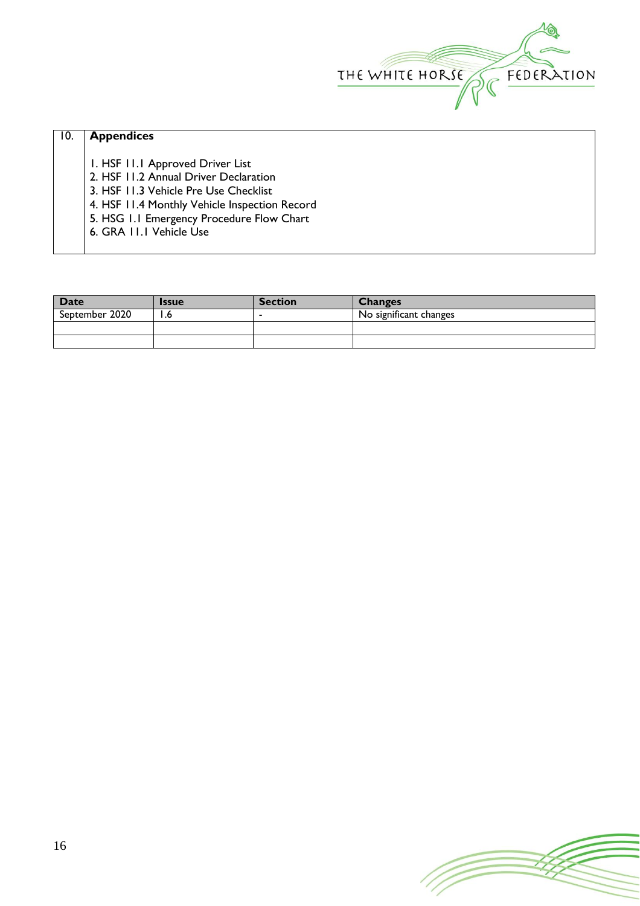## 10. Appendices

1. HSF 11.1 Approved Driver List
2. HSF 11.2 Annual Driver Declaration
3. HSF 11.3 Vehicle Pre Use Checklist
4. HSF 11.4 Monthly Vehicle Inspection Record
5. HSG 1.1 Emergency Procedure Flow Chart
6. GRA 11.1 Vehicle Use

| Date | Issue | Section | Changes |
|---|---|---|---|
| September 2020 | 1.6 | - | No significant changes |
| | | | |
| | | | |